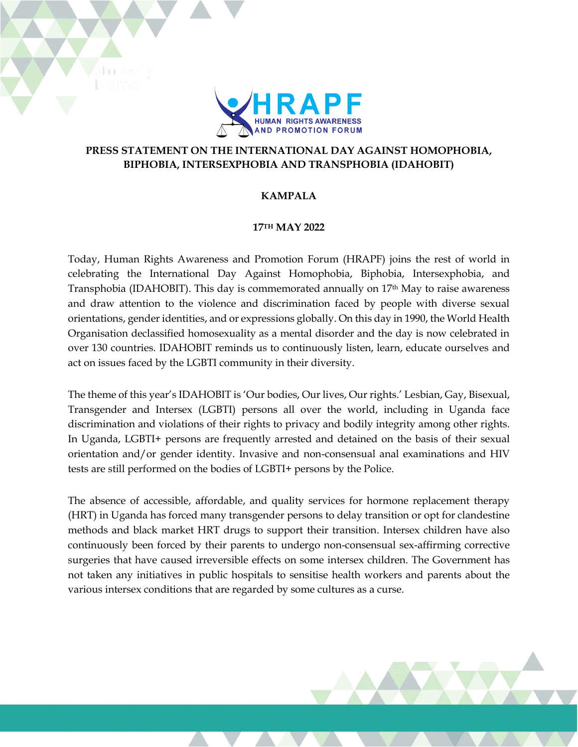HRAPF

HUMAN RIGHTS AWARENESS AND PROMOTION FORUM

# PRESS STATEMENT ON THE INTERNATIONAL DAY AGAINST HOMOPHOBIA, BIPHOBIA, INTERSEXPHOBIA AND TRANSPHOBIA (IDAHOBIT)

**KAMPALA**

**17TH MAY 2022**

Today, Human Rights Awareness and Promotion Forum (HRAPF) joins the rest of world in celebrating the International Day Against Homophobia, Biphobia, Intersexphobia, and Transphobia (IDAHOBIT). This day is commemorated annually on 17th May to raise awareness and draw attention to the violence and discrimination faced by people with diverse sexual orientations, gender identities, and or expressions globally. On this day in 1990, the World Health Organisation declassified homosexuality as a mental disorder and the day is now celebrated in over 130 countries. IDAHOBIT reminds us to continuously listen, learn, educate ourselves and act on issues faced by the LGBTI community in their diversity.

The theme of this year's IDAHOBIT is 'Our bodies, Our lives, Our rights.' Lesbian, Gay, Bisexual, Transgender and Intersex (LGBTI) persons all over the world, including in Uganda face discrimination and violations of their rights to privacy and bodily integrity among other rights. In Uganda, LGBTI+ persons are frequently arrested and detained on the basis of their sexual orientation and/or gender identity. Invasive and non-consensual anal examinations and HIV tests are still performed on the bodies of LGBTI+ persons by the Police.

The absence of accessible, affordable, and quality services for hormone replacement therapy (HRT) in Uganda has forced many transgender persons to delay transition or opt for clandestine methods and black market HRT drugs to support their transition. Intersex children have also continuously been forced by their parents to undergo non-consensual sex-affirming corrective surgeries that have caused irreversible effects on some intersex children. The Government has not taken any initiatives in public hospitals to sensitise health workers and parents about the various intersex conditions that are regarded by some cultures as a curse.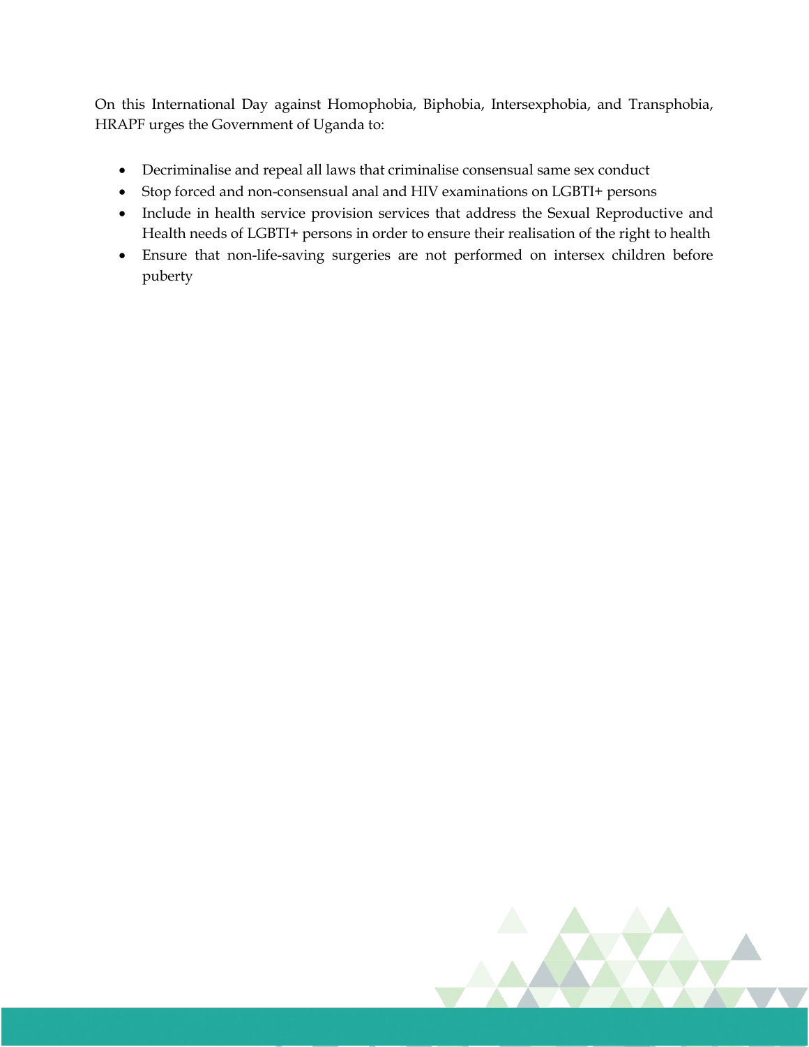On this International Day against Homophobia, Biphobia, Intersexphobia, and Transphobia, HRAPF urges the Government of Uganda to:

- Decriminalise and repeal all laws that criminalise consensual same sex conduct
- Stop forced and non-consensual anal and HIV examinations on LGBTI+ persons
- Include in health service provision services that address the Sexual Reproductive and Health needs of LGBTI+ persons in order to ensure their realisation of the right to health
- Ensure that non-life-saving surgeries are not performed on intersex children before puberty